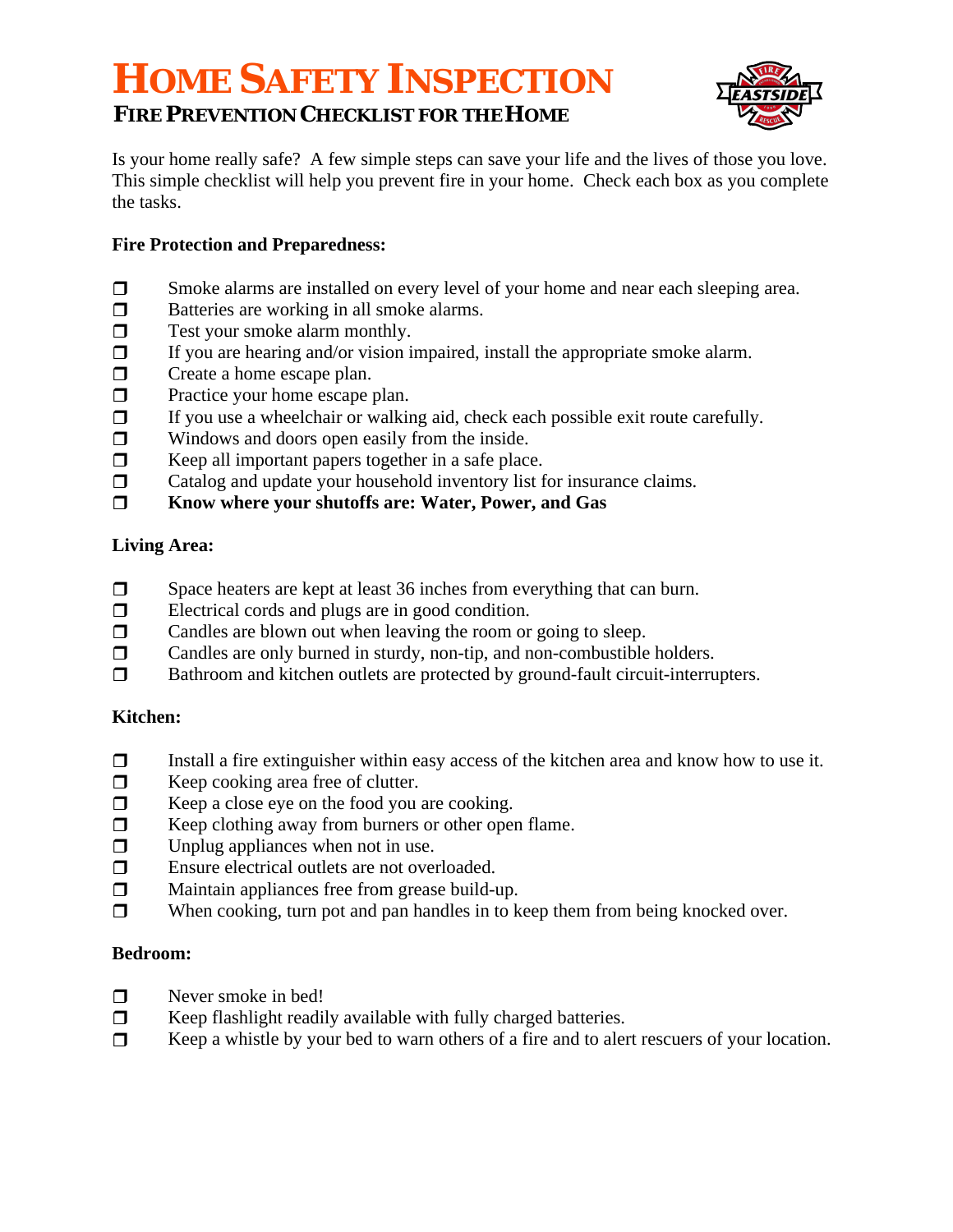# HOME SAFETY INSPECTION

## FIRE PREVENTION CHECKLIST FOR THE HOME

Is your home really safe? A few simple steps can save your life and the lives of those you love. This simple checklist will help you prevent fire in your home. Check each box as you complete the tasks.

**Fire Protection and Preparedness:**

- ❒ Smoke alarms are installed on every level of your home and near each sleeping area.
- ❒ Batteries are working in all smoke alarms.
- ❒ Test your smoke alarm monthly.
- ❒ If you are hearing and/or vision impaired, install the appropriate smoke alarm.
- ❒ Create a home escape plan.
- ❒ Practice your home escape plan.
- ❒ If you use a wheelchair or walking aid, check each possible exit route carefully.
- ❒ Windows and doors open easily from the inside.
- ❒ Keep all important papers together in a safe place.
- ❒ Catalog and update your household inventory list for insurance claims.
- ❒ **Know where your shutoffs are: Water, Power, and Gas**

**Living Area:**

- ❒ Space heaters are kept at least 36 inches from everything that can burn.
- ❒ Electrical cords and plugs are in good condition.
- ❒ Candles are blown out when leaving the room or going to sleep.
- ❒ Candles are only burned in sturdy, non-tip, and non-combustible holders.
- ❒ Bathroom and kitchen outlets are protected by ground-fault circuit-interrupters.

**Kitchen:**

- ❒ Install a fire extinguisher within easy access of the kitchen area and know how to use it.
- ❒ Keep cooking area free of clutter.
- ❒ Keep a close eye on the food you are cooking.
- ❒ Keep clothing away from burners or other open flame.
- ❒ Unplug appliances when not in use.
- ❒ Ensure electrical outlets are not overloaded.
- ❒ Maintain appliances free from grease build-up.
- ❒ When cooking, turn pot and pan handles in to keep them from being knocked over.

**Bedroom:**

- ❒ Never smoke in bed!
- ❒ Keep flashlight readily available with fully charged batteries.
- ❒ Keep a whistle by your bed to warn others of a fire and to alert rescuers of your location.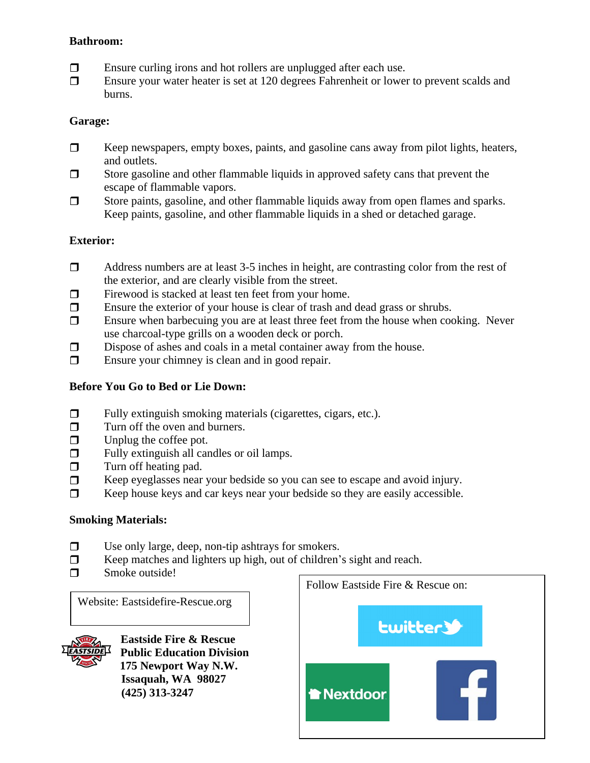**Bathroom:**

- ❒ Ensure curling irons and hot rollers are unplugged after each use.
- ❒ Ensure your water heater is set at 120 degrees Fahrenheit or lower to prevent scalds and burns.

**Garage:**

- ❒ Keep newspapers, empty boxes, paints, and gasoline cans away from pilot lights, heaters, and outlets.
- ❒ Store gasoline and other flammable liquids in approved safety cans that prevent the escape of flammable vapors.
- ❒ Store paints, gasoline, and other flammable liquids away from open flames and sparks. Keep paints, gasoline, and other flammable liquids in a shed or detached garage.

**Exterior:**

- ❒ Address numbers are at least 3-5 inches in height, are contrasting color from the rest of the exterior, and are clearly visible from the street.
- ❒ Firewood is stacked at least ten feet from your home.
- ❒ Ensure the exterior of your house is clear of trash and dead grass or shrubs.
- ❒ Ensure when barbecuing you are at least three feet from the house when cooking. Never use charcoal-type grills on a wooden deck or porch.
- ❒ Dispose of ashes and coals in a metal container away from the house.
- ❒ Ensure your chimney is clean and in good repair.

**Before You Go to Bed or Lie Down:**

- ❒ Fully extinguish smoking materials (cigarettes, cigars, etc.).
- ❒ Turn off the oven and burners.
- ❒ Unplug the coffee pot.
- ❒ Fully extinguish all candles or oil lamps.
- ❒ Turn off heating pad.
- ❒ Keep eyeglasses near your bedside so you can see to escape and avoid injury.
- ❒ Keep house keys and car keys near your bedside so they are easily accessible.

**Smoking Materials:**

- ❒ Use only large, deep, non-tip ashtrays for smokers.
- ❒ Keep matches and lighters up high, out of children's sight and reach.
- ❒ Smoke outside!

Website: Eastsidefire-Rescue.org

**Eastside Fire & Rescue**
**Public Education Division**
**175 Newport Way N.W.**
**Issaquah, WA 98027**
**(425) 313-3247**

Follow Eastside Fire & Rescue on:

twitter

Nextdoor